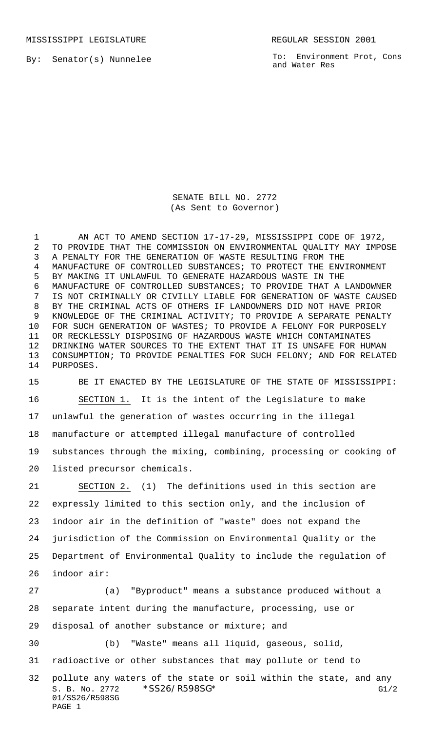MISSISSIPPI LEGISLATURE REGULAR SESSION 2001

By: Senator(s) Nunnelee

To: Environment Prot, Cons and Water Res

SENATE BILL NO. 2772
(As Sent to Governor)

AN ACT TO AMEND SECTION 17-17-29, MISSISSIPPI CODE OF 1972, TO PROVIDE THAT THE COMMISSION ON ENVIRONMENTAL QUALITY MAY IMPOSE A PENALTY FOR THE GENERATION OF WASTE RESULTING FROM THE MANUFACTURE OF CONTROLLED SUBSTANCES; TO PROTECT THE ENVIRONMENT BY MAKING IT UNLAWFUL TO GENERATE HAZARDOUS WASTE IN THE MANUFACTURE OF CONTROLLED SUBSTANCES; TO PROVIDE THAT A LANDOWNER IS NOT CRIMINALLY OR CIVILLY LIABLE FOR GENERATION OF WASTE CAUSED BY THE CRIMINAL ACTS OF OTHERS IF LANDOWNERS DID NOT HAVE PRIOR KNOWLEDGE OF THE CRIMINAL ACTIVITY; TO PROVIDE A SEPARATE PENALTY FOR SUCH GENERATION OF WASTES; TO PROVIDE A FELONY FOR PURPOSELY OR RECKLESSLY DISPOSING OF HAZARDOUS WASTE WHICH CONTAMINATES DRINKING WATER SOURCES TO THE EXTENT THAT IT IS UNSAFE FOR HUMAN CONSUMPTION; TO PROVIDE PENALTIES FOR SUCH FELONY; AND FOR RELATED PURPOSES.

BE IT ENACTED BY THE LEGISLATURE OF THE STATE OF MISSISSIPPI:

SECTION 1. It is the intent of the Legislature to make unlawful the generation of wastes occurring in the illegal manufacture or attempted illegal manufacture of controlled substances through the mixing, combining, processing or cooking of listed precursor chemicals.

SECTION 2. (1) The definitions used in this section are expressly limited to this section only, and the inclusion of indoor air in the definition of "waste" does not expand the jurisdiction of the Commission on Environmental Quality or the Department of Environmental Quality to include the regulation of indoor air:

(a) "Byproduct" means a substance produced without a separate intent during the manufacture, processing, use or disposal of another substance or mixture; and

(b) "Waste" means all liquid, gaseous, solid, radioactive or other substances that may pollute or tend to pollute any waters of the state or soil within the state, and any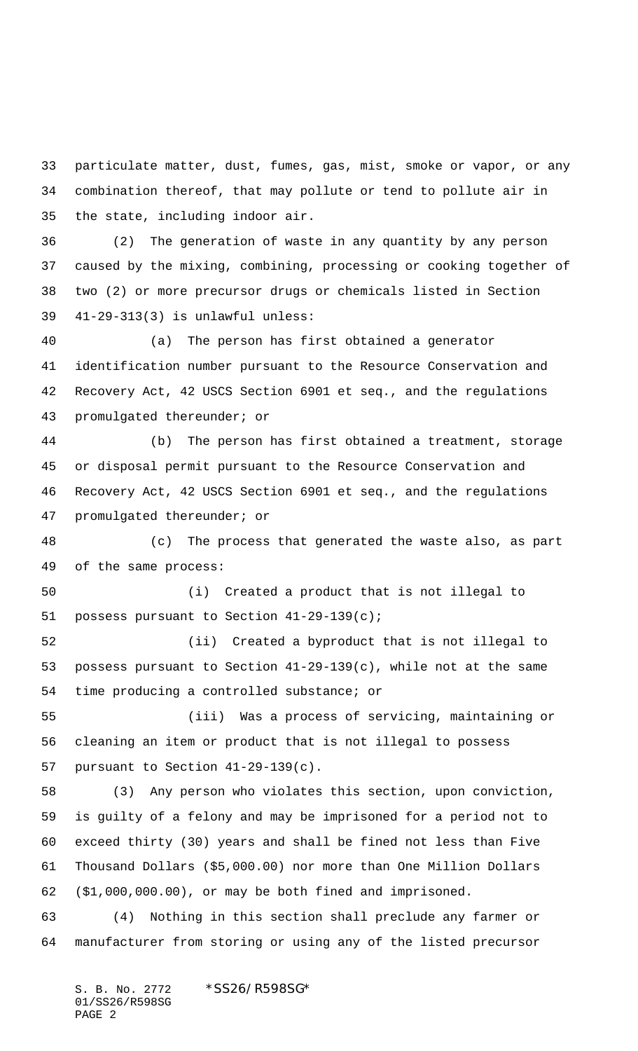particulate matter, dust, fumes, gas, mist, smoke or vapor, or any combination thereof, that may pollute or tend to pollute air in the state, including indoor air.

(2) The generation of waste in any quantity by any person caused by the mixing, combining, processing or cooking together of two (2) or more precursor drugs or chemicals listed in Section 41-29-313(3) is unlawful unless:

(a) The person has first obtained a generator identification number pursuant to the Resource Conservation and Recovery Act, 42 USCS Section 6901 et seq., and the regulations promulgated thereunder; or

(b) The person has first obtained a treatment, storage or disposal permit pursuant to the Resource Conservation and Recovery Act, 42 USCS Section 6901 et seq., and the regulations promulgated thereunder; or

(c) The process that generated the waste also, as part of the same process:

(i) Created a product that is not illegal to possess pursuant to Section 41-29-139(c);

(ii) Created a byproduct that is not illegal to possess pursuant to Section 41-29-139(c), while not at the same time producing a controlled substance; or

(iii) Was a process of servicing, maintaining or cleaning an item or product that is not illegal to possess pursuant to Section 41-29-139(c).

(3) Any person who violates this section, upon conviction, is guilty of a felony and may be imprisoned for a period not to exceed thirty (30) years and shall be fined not less than Five Thousand Dollars ($5,000.00) nor more than One Million Dollars ($1,000,000.00), or may be both fined and imprisoned.

(4) Nothing in this section shall preclude any farmer or manufacturer from storing or using any of the listed precursor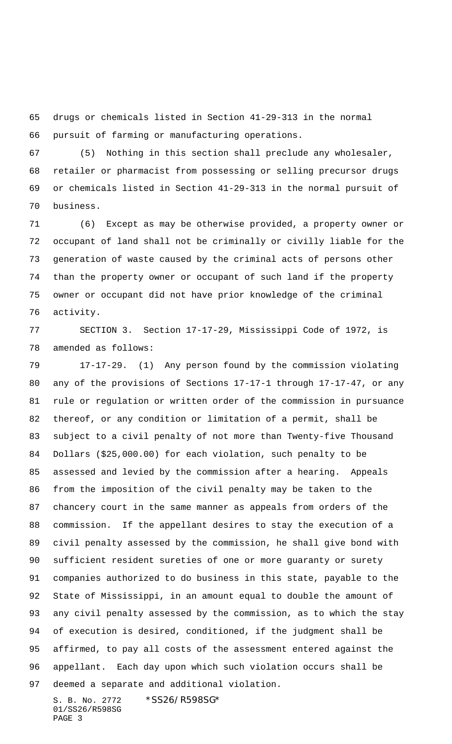drugs or chemicals listed in Section 41-29-313 in the normal pursuit of farming or manufacturing operations.

(5) Nothing in this section shall preclude any wholesaler, retailer or pharmacist from possessing or selling precursor drugs or chemicals listed in Section 41-29-313 in the normal pursuit of business.

(6) Except as may be otherwise provided, a property owner or occupant of land shall not be criminally or civilly liable for the generation of waste caused by the criminal acts of persons other than the property owner or occupant of such land if the property owner or occupant did not have prior knowledge of the criminal activity.

SECTION 3. Section 17-17-29, Mississippi Code of 1972, is amended as follows:

17-17-29. (1) Any person found by the commission violating any of the provisions of Sections 17-17-1 through 17-17-47, or any rule or regulation or written order of the commission in pursuance thereof, or any condition or limitation of a permit, shall be subject to a civil penalty of not more than Twenty-five Thousand Dollars ($25,000.00) for each violation, such penalty to be assessed and levied by the commission after a hearing. Appeals from the imposition of the civil penalty may be taken to the chancery court in the same manner as appeals from orders of the commission. If the appellant desires to stay the execution of a civil penalty assessed by the commission, he shall give bond with sufficient resident sureties of one or more guaranty or surety companies authorized to do business in this state, payable to the State of Mississippi, in an amount equal to double the amount of any civil penalty assessed by the commission, as to which the stay of execution is desired, conditioned, if the judgment shall be affirmed, to pay all costs of the assessment entered against the appellant. Each day upon which such violation occurs shall be deemed a separate and additional violation.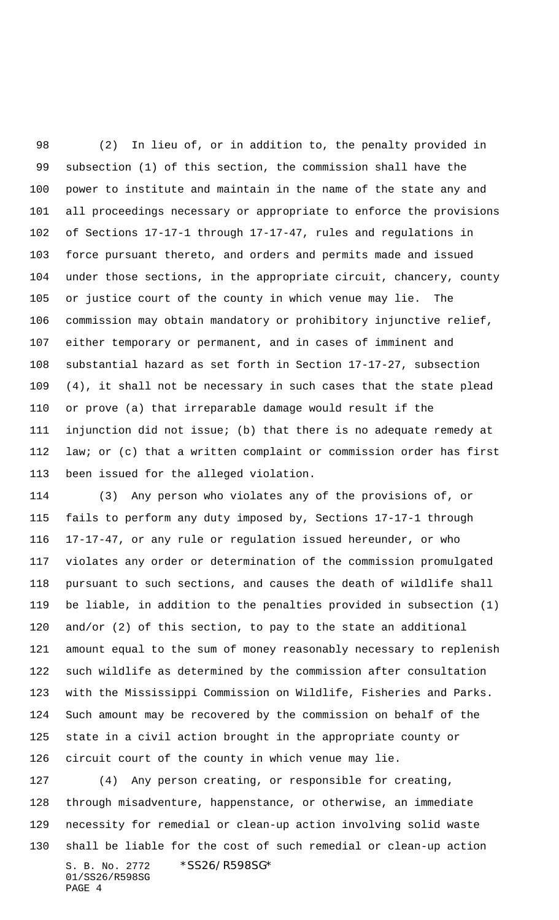(2) In lieu of, or in addition to, the penalty provided in subsection (1) of this section, the commission shall have the power to institute and maintain in the name of the state any and all proceedings necessary or appropriate to enforce the provisions of Sections 17-17-1 through 17-17-47, rules and regulations in force pursuant thereto, and orders and permits made and issued under those sections, in the appropriate circuit, chancery, county or justice court of the county in which venue may lie. The commission may obtain mandatory or prohibitory injunctive relief, either temporary or permanent, and in cases of imminent and substantial hazard as set forth in Section 17-17-27, subsection (4), it shall not be necessary in such cases that the state plead or prove (a) that irreparable damage would result if the injunction did not issue; (b) that there is no adequate remedy at law; or (c) that a written complaint or commission order has first been issued for the alleged violation.

(3) Any person who violates any of the provisions of, or fails to perform any duty imposed by, Sections 17-17-1 through 17-17-47, or any rule or regulation issued hereunder, or who violates any order or determination of the commission promulgated pursuant to such sections, and causes the death of wildlife shall be liable, in addition to the penalties provided in subsection (1) and/or (2) of this section, to pay to the state an additional amount equal to the sum of money reasonably necessary to replenish such wildlife as determined by the commission after consultation with the Mississippi Commission on Wildlife, Fisheries and Parks. Such amount may be recovered by the commission on behalf of the state in a civil action brought in the appropriate county or circuit court of the county in which venue may lie.

(4) Any person creating, or responsible for creating, through misadventure, happenstance, or otherwise, an immediate necessity for remedial or clean-up action involving solid waste shall be liable for the cost of such remedial or clean-up action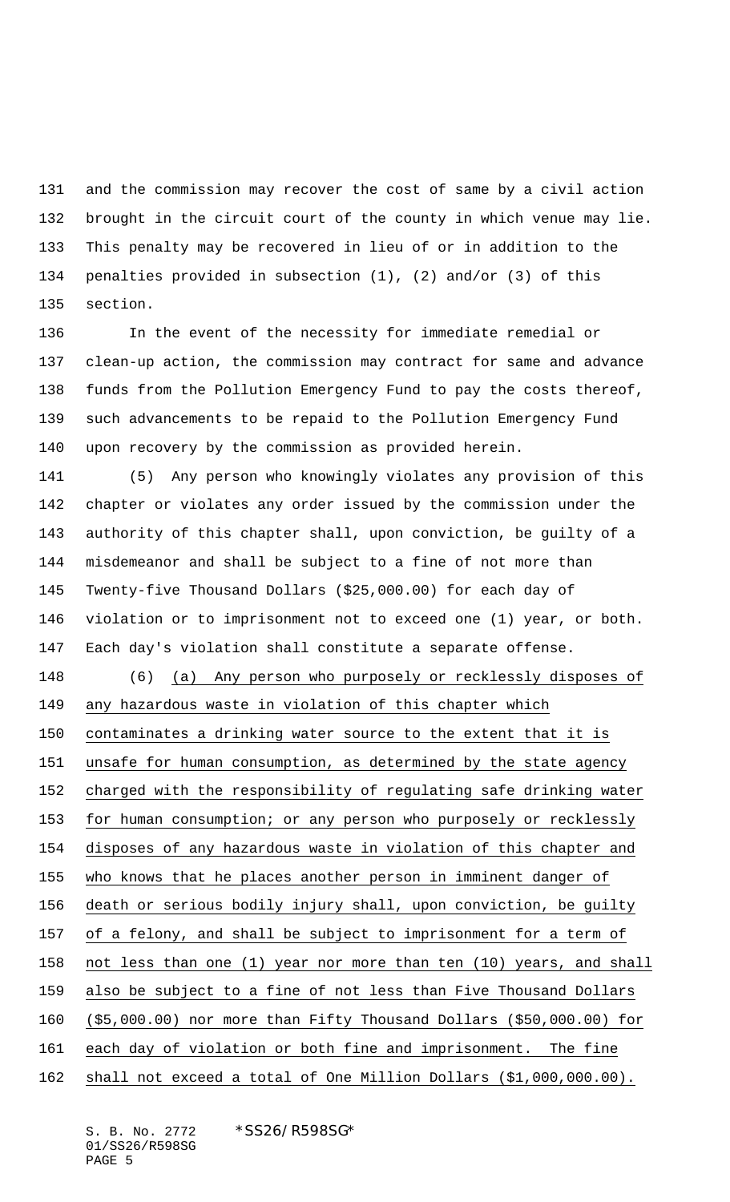and the commission may recover the cost of same by a civil action brought in the circuit court of the county in which venue may lie. This penalty may be recovered in lieu of or in addition to the penalties provided in subsection (1), (2) and/or (3) of this section.

In the event of the necessity for immediate remedial or clean-up action, the commission may contract for same and advance funds from the Pollution Emergency Fund to pay the costs thereof, such advancements to be repaid to the Pollution Emergency Fund upon recovery by the commission as provided herein.

(5) Any person who knowingly violates any provision of this chapter or violates any order issued by the commission under the authority of this chapter shall, upon conviction, be guilty of a misdemeanor and shall be subject to a fine of not more than Twenty-five Thousand Dollars ($25,000.00) for each day of violation or to imprisonment not to exceed one (1) year, or both. Each day's violation shall constitute a separate offense.

(6) <u>(a) Any person who purposely or recklessly disposes of any hazardous waste in violation of this chapter which contaminates a drinking water source to the extent that it is unsafe for human consumption, as determined by the state agency charged with the responsibility of regulating safe drinking water for human consumption; or any person who purposely or recklessly disposes of any hazardous waste in violation of this chapter and who knows that he places another person in imminent danger of death or serious bodily injury shall, upon conviction, be guilty of a felony, and shall be subject to imprisonment for a term of not less than one (1) year nor more than ten (10) years, and shall also be subject to a fine of not less than Five Thousand Dollars ($5,000.00) nor more than Fifty Thousand Dollars ($50,000.00) for each day of violation or both fine and imprisonment. The fine shall not exceed a total of One Million Dollars ($1,000,000.00).</u>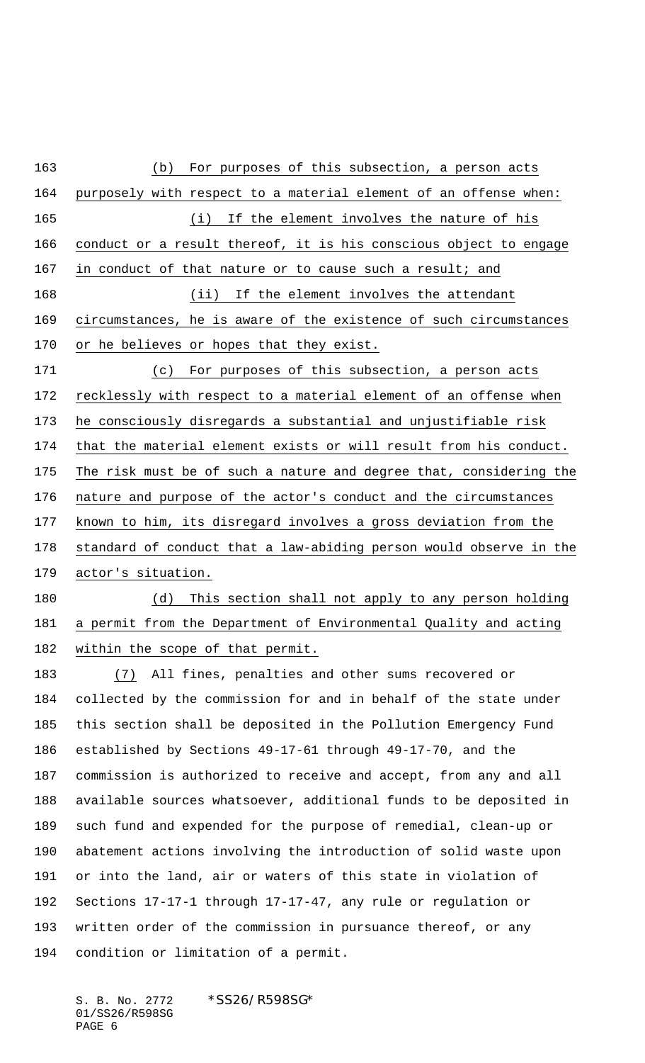(b) For purposes of this subsection, a person acts purposely with respect to a material element of an offense when:

(i) If the element involves the nature of his conduct or a result thereof, it is his conscious object to engage in conduct of that nature or to cause such a result; and

(ii) If the element involves the attendant circumstances, he is aware of the existence of such circumstances or he believes or hopes that they exist.

(c) For purposes of this subsection, a person acts recklessly with respect to a material element of an offense when he consciously disregards a substantial and unjustifiable risk that the material element exists or will result from his conduct. The risk must be of such a nature and degree that, considering the nature and purpose of the actor's conduct and the circumstances known to him, its disregard involves a gross deviation from the standard of conduct that a law-abiding person would observe in the actor's situation.

(d) This section shall not apply to any person holding a permit from the Department of Environmental Quality and acting within the scope of that permit.

(7) All fines, penalties and other sums recovered or collected by the commission for and in behalf of the state under this section shall be deposited in the Pollution Emergency Fund established by Sections 49-17-61 through 49-17-70, and the commission is authorized to receive and accept, from any and all available sources whatsoever, additional funds to be deposited in such fund and expended for the purpose of remedial, clean-up or abatement actions involving the introduction of solid waste upon or into the land, air or waters of this state in violation of Sections 17-17-1 through 17-17-47, any rule or regulation or written order of the commission in pursuance thereof, or any condition or limitation of a permit.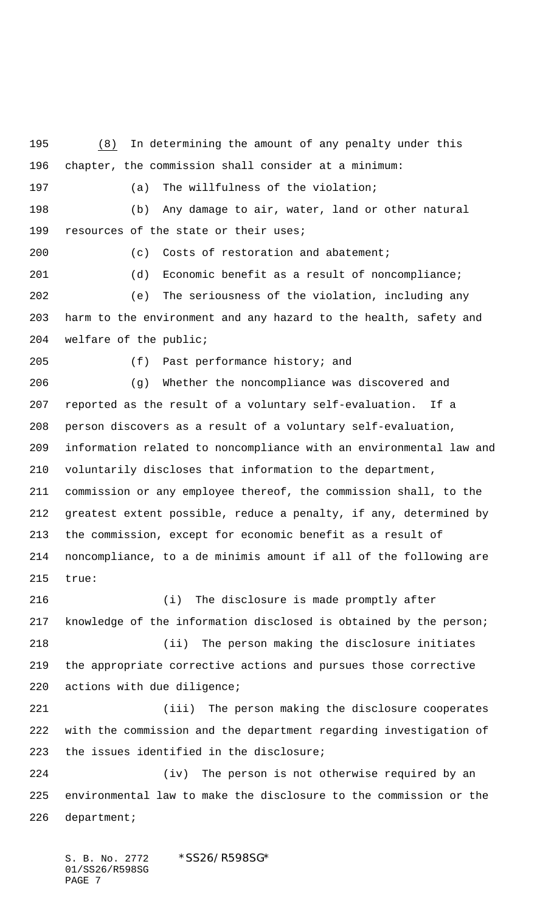(8) In determining the amount of any penalty under this chapter, the commission shall consider at a minimum:

(a) The willfulness of the violation;

(b) Any damage to air, water, land or other natural resources of the state or their uses;

(c) Costs of restoration and abatement;

(d) Economic benefit as a result of noncompliance;

(e) The seriousness of the violation, including any harm to the environment and any hazard to the health, safety and welfare of the public;

(f) Past performance history; and

(g) Whether the noncompliance was discovered and reported as the result of a voluntary self-evaluation. If a person discovers as a result of a voluntary self-evaluation, information related to noncompliance with an environmental law and voluntarily discloses that information to the department, commission or any employee thereof, the commission shall, to the greatest extent possible, reduce a penalty, if any, determined by the commission, except for economic benefit as a result of noncompliance, to a de minimis amount if all of the following are true:

(i) The disclosure is made promptly after knowledge of the information disclosed is obtained by the person;

(ii) The person making the disclosure initiates the appropriate corrective actions and pursues those corrective actions with due diligence;

(iii) The person making the disclosure cooperates with the commission and the department regarding investigation of the issues identified in the disclosure;

(iv) The person is not otherwise required by an environmental law to make the disclosure to the commission or the department;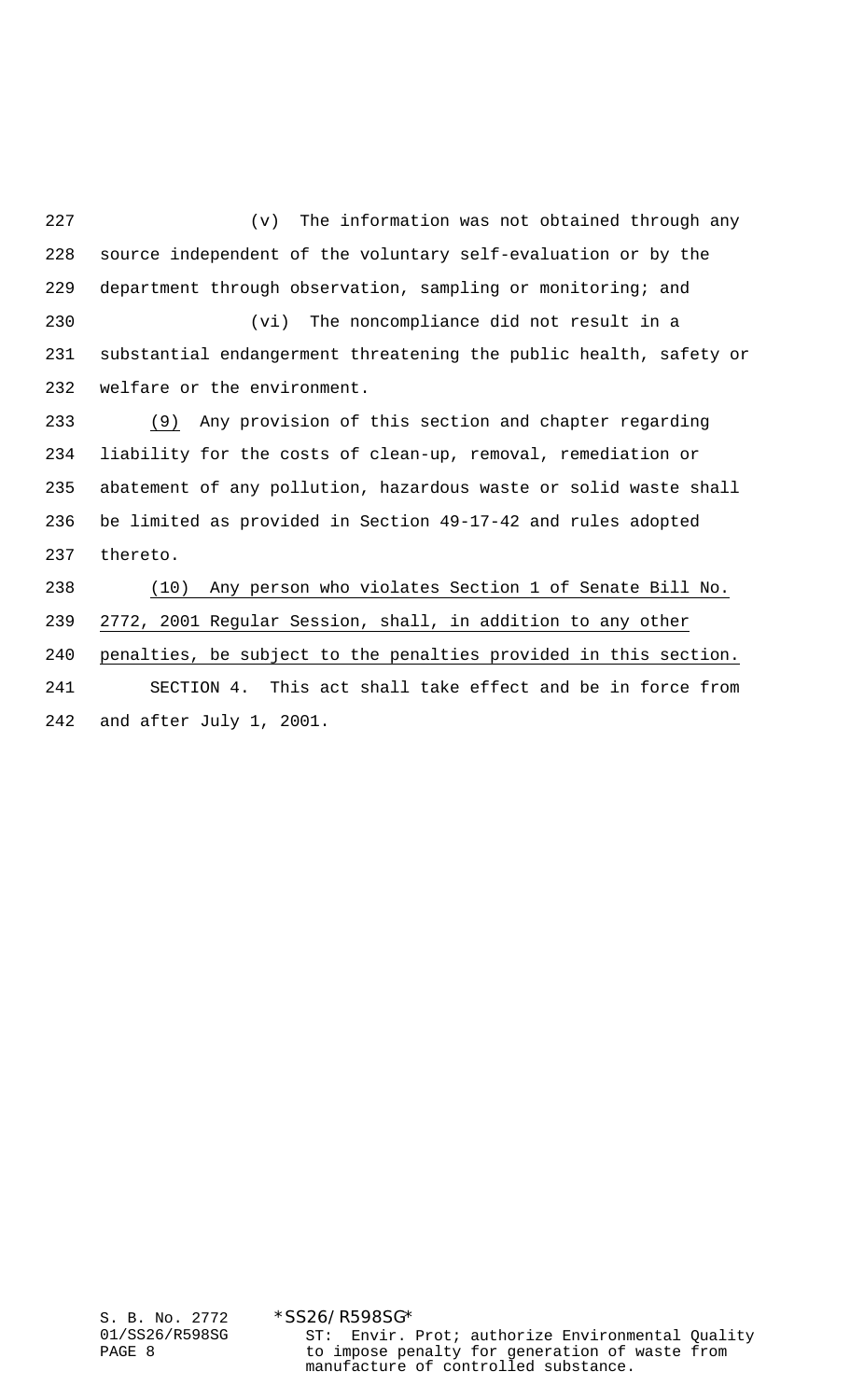(v) The information was not obtained through any source independent of the voluntary self-evaluation or by the department through observation, sampling or monitoring; and

(vi) The noncompliance did not result in a substantial endangerment threatening the public health, safety or welfare or the environment.

(9) Any provision of this section and chapter regarding liability for the costs of clean-up, removal, remediation or abatement of any pollution, hazardous waste or solid waste shall be limited as provided in Section 49-17-42 and rules adopted thereto.

(10) Any person who violates Section 1 of Senate Bill No. 2772, 2001 Regular Session, shall, in addition to any other penalties, be subject to the penalties provided in this section.

SECTION 4. This act shall take effect and be in force from and after July 1, 2001.

ST: Envir. Prot; authorize Environmental Quality to impose penalty for generation of waste from manufacture of controlled substance.